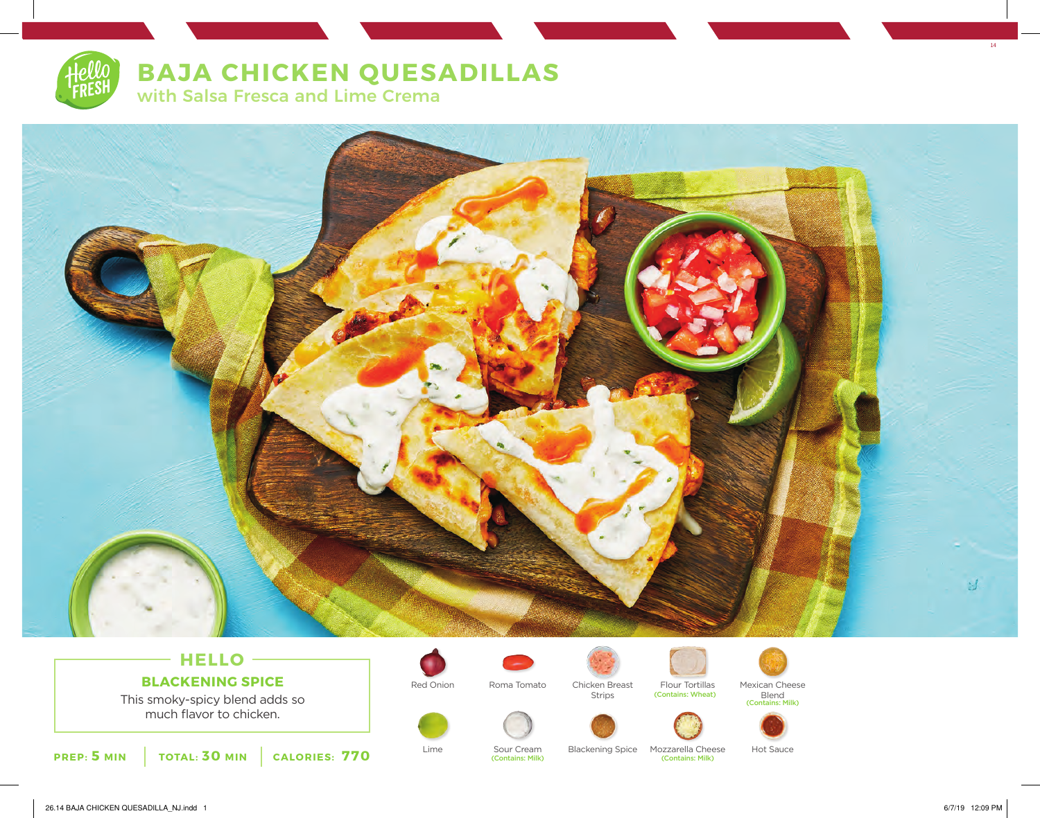# BAJA CHICKEN QUESADILLAS

## with Salsa Fresca and Lime Crema

### HELLO

**BLACKENING SPICE**

This smoky-spicy blend adds so much flavor to chicken.

**PREP: 5 MIN** | **TOTAL: 30 MIN** | **CALORIES: 770**

- Red Onion
- Roma Tomato
- Chicken Breast Strips
- Flour Tortillas (Contains: Wheat)
- Mexican Cheese Blend (Contains: Milk)
- Lime
- Sour Cream (Contains: Milk)
- Blackening Spice
- Mozzarella Cheese (Contains: Milk)
- Hot Sauce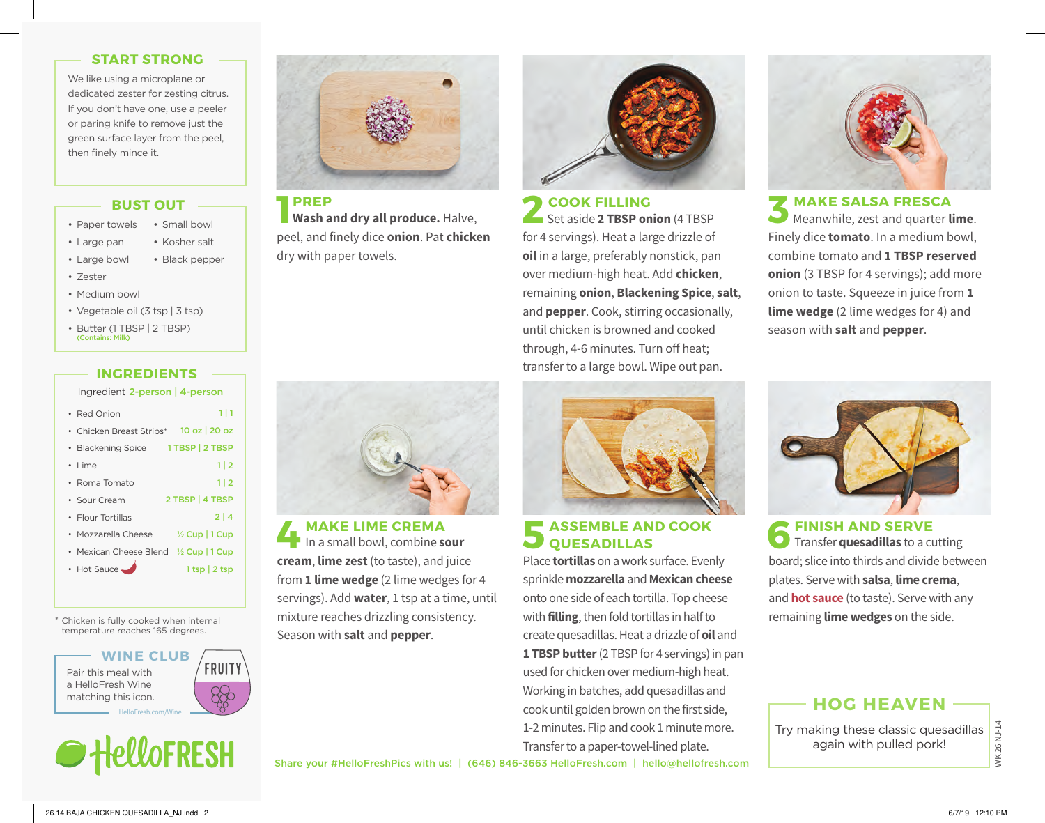## START STRONG

We like using a microplane or dedicated zester for zesting citrus. If you don't have one, use a peeler or paring knife to remove just the green surface layer from the peel, then finely mince it.

## BUST OUT

- Paper towels
- Large pan
- Large bowl
- Zester
- Medium bowl
- Vegetable oil (3 tsp | 3 tsp)
- Butter (1 TBSP | 2 TBSP) (Contains: Milk)
- Small bowl
- Kosher salt
- Black pepper

## INGREDIENTS

| Ingredient | 2-person \| 4-person |
| --- | --- |
| Red Onion | 1 \| 1 |
| Chicken Breast Strips* | 10 oz \| 20 oz |
| Blackening Spice | 1 TBSP \| 2 TBSP |
| Lime | 1 \| 2 |
| Roma Tomato | 1 \| 2 |
| Sour Cream | 2 TBSP \| 4 TBSP |
| Flour Tortillas | 2 \| 4 |
| Mozzarella Cheese | ½ Cup \| 1 Cup |
| Mexican Cheese Blend | ½ Cup \| 1 Cup |
| Hot Sauce | 1 tsp \| 2 tsp |

* Chicken is fully cooked when internal temperature reaches 165 degrees.

## WINE CLUB

Pair this meal with a HelloFresh Wine matching this icon.

FRUITY

HelloFresh.com/Wine

HelloFRESH

## 1 PREP

**Wash and dry all produce.** Halve, peel, and finely dice **onion**. Pat **chicken** dry with paper towels.

## 2 COOK FILLING

Set aside **2 TBSP onion** (4 TBSP for 4 servings). Heat a large drizzle of **oil** in a large, preferably nonstick, pan over medium-high heat. Add **chicken**, remaining **onion**, **Blackening Spice**, **salt**, and **pepper**. Cook, stirring occasionally, until chicken is browned and cooked through, 4-6 minutes. Turn off heat; transfer to a large bowl. Wipe out pan.

## 3 MAKE SALSA FRESCA

Meanwhile, zest and quarter **lime**. Finely dice **tomato**. In a medium bowl, combine tomato and **1 TBSP reserved onion** (3 TBSP for 4 servings); add more onion to taste. Squeeze in juice from **1 lime wedge** (2 lime wedges for 4) and season with **salt** and **pepper**.

## 4 MAKE LIME CREMA

In a small bowl, combine **sour cream**, **lime zest** (to taste), and juice from **1 lime wedge** (2 lime wedges for 4 servings). Add **water**, 1 tsp at a time, until mixture reaches drizzling consistency. Season with **salt** and **pepper**.

## 5 ASSEMBLE AND COOK QUESADILLAS

Place **tortillas** on a work surface. Evenly sprinkle **mozzarella** and **Mexican cheese** onto one side of each tortilla. Top cheese with **filling**, then fold tortillas in half to create quesadillas. Heat a drizzle of **oil** and **1 TBSP butter** (2 TBSP for 4 servings) in pan used for chicken over medium-high heat. Working in batches, add quesadillas and cook until golden brown on the first side, 1-2 minutes. Flip and cook 1 minute more. Transfer to a paper-towel-lined plate.

## 6 FINISH AND SERVE

Transfer **quesadillas** to a cutting board; slice into thirds and divide between plates. Serve with **salsa**, **lime crema**, and **hot sauce** (to taste). Serve with any remaining **lime wedges** on the side.

## HOG HEAVEN

Try making these classic quesadillas again with pulled pork!

Share your #HelloFreshPics with us! | (646) 846-3663 HelloFresh.com | hello@hellofresh.com

WK 26 NJ-14